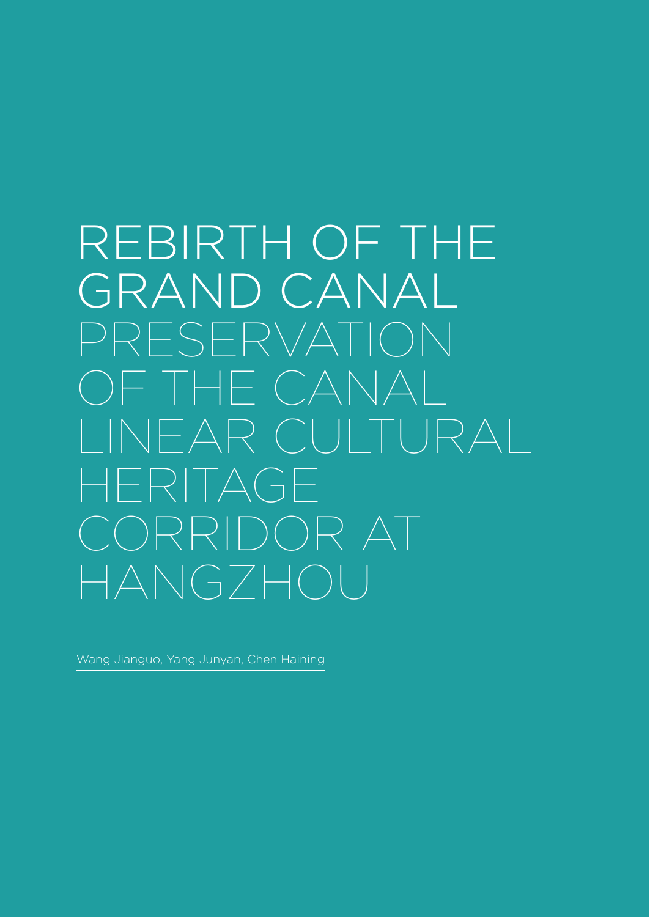# REBIRTH OF THE GRAND CANAL

## PRESERVATION OF THE CANAL LINEAR CULTURAL HERITAGE CORRIDOR AT HANGZHOU

Wang Jianguo, Yang Junyan, Chen Haining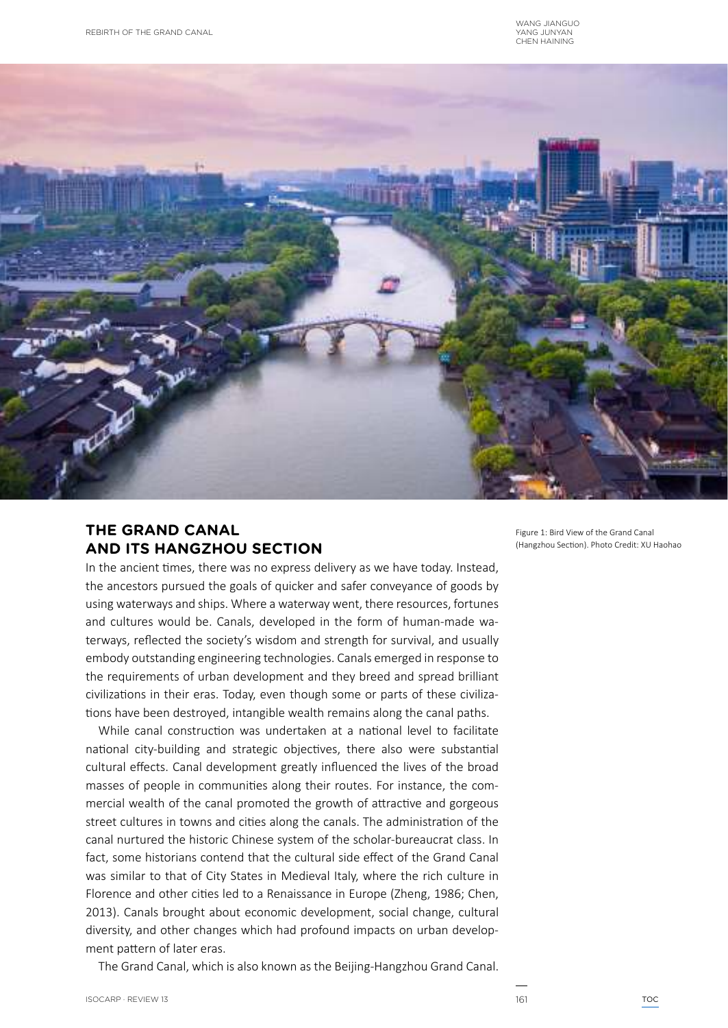## THE GRAND CANAL AND ITS HANGZHOU SECTION

Figure 1: Bird View of the Grand Canal (Hangzhou Section). Photo Credit: XU Haohao

In the ancient times, there was no express delivery as we have today. Instead, the ancestors pursued the goals of quicker and safer conveyance of goods by using waterways and ships. Where a waterway went, there resources, fortunes and cultures would be. Canals, developed in the form of human-made waterways, reflected the society's wisdom and strength for survival, and usually embody outstanding engineering technologies. Canals emerged in response to the requirements of urban development and they breed and spread brilliant civilizations in their eras. Today, even though some or parts of these civilizations have been destroyed, intangible wealth remains along the canal paths.

While canal construction was undertaken at a national level to facilitate national city-building and strategic objectives, there also were substantial cultural effects. Canal development greatly influenced the lives of the broad masses of people in communities along their routes. For instance, the commercial wealth of the canal promoted the growth of attractive and gorgeous street cultures in towns and cities along the canals. The administration of the canal nurtured the historic Chinese system of the scholar-bureaucrat class. In fact, some historians contend that the cultural side effect of the Grand Canal was similar to that of City States in Medieval Italy, where the rich culture in Florence and other cities led to a Renaissance in Europe (Zheng, 1986; Chen, 2013). Canals brought about economic development, social change, cultural diversity, and other changes which had profound impacts on urban development pattern of later eras.

The Grand Canal, which is also known as the Beijing-Hangzhou Grand Canal.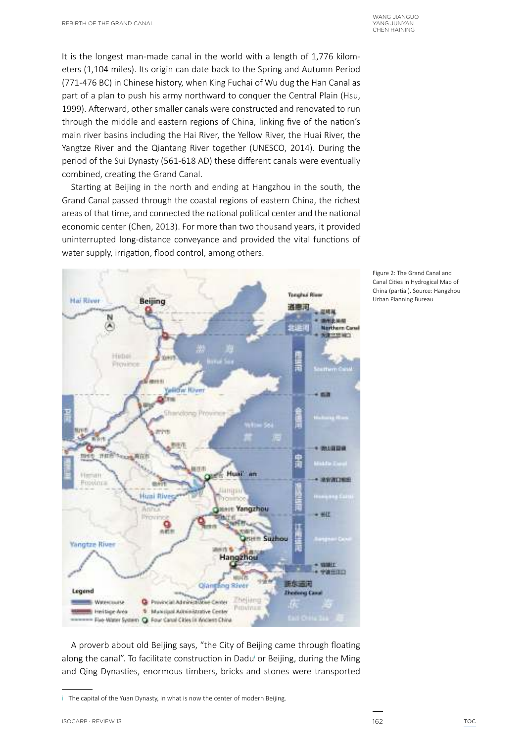It is the longest man-made canal in the world with a length of 1,776 kilometers (1,104 miles). Its origin can date back to the Spring and Autumn Period (771-476 BC) in Chinese history, when King Fuchai of Wu dug the Han Canal as part of a plan to push his army northward to conquer the Central Plain (Hsu, 1999). Afterward, other smaller canals were constructed and renovated to run through the middle and eastern regions of China, linking five of the nation's main river basins including the Hai River, the Yellow River, the Huai River, the Yangtze River and the Qiantang River together (UNESCO, 2014). During the period of the Sui Dynasty (561-618 AD) these different canals were eventually combined, creating the Grand Canal.

Starting at Beijing in the north and ending at Hangzhou in the south, the Grand Canal passed through the coastal regions of eastern China, the richest areas of that time, and connected the national political center and the national economic center (Chen, 2013). For more than two thousand years, it provided uninterrupted long-distance conveyance and provided the vital functions of water supply, irrigation, flood control, among others.

Figure 2: The Grand Canal and Canal Cities in Hydrogical Map of China (partial). Source: Hangzhou Urban Planning Bureau

A proverb about old Beijing says, "the City of Beijing came through floating along the canal". To facilitate construction in Dadu[i] or Beijing, during the Ming and Qing Dynasties, enormous timbers, bricks and stones were transported

i The capital of the Yuan Dynasty, in what is now the center of modern Beijing.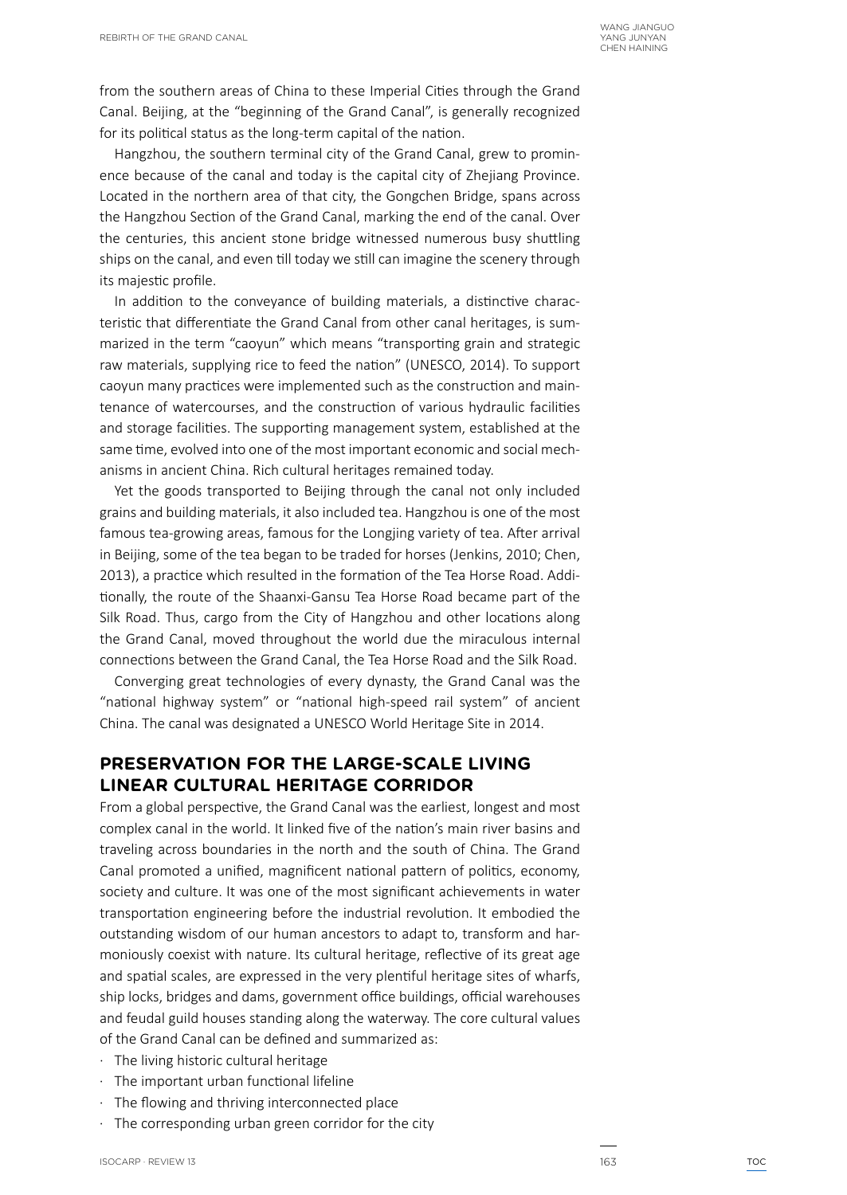from the southern areas of China to these Imperial Cities through the Grand Canal. Beijing, at the "beginning of the Grand Canal", is generally recognized for its political status as the long-term capital of the nation.

Hangzhou, the southern terminal city of the Grand Canal, grew to prominence because of the canal and today is the capital city of Zhejiang Province. Located in the northern area of that city, the Gongchen Bridge, spans across the Hangzhou Section of the Grand Canal, marking the end of the canal. Over the centuries, this ancient stone bridge witnessed numerous busy shuttling ships on the canal, and even till today we still can imagine the scenery through its majestic profile.

In addition to the conveyance of building materials, a distinctive characteristic that differentiate the Grand Canal from other canal heritages, is summarized in the term "caoyun" which means "transporting grain and strategic raw materials, supplying rice to feed the nation" (UNESCO, 2014). To support caoyun many practices were implemented such as the construction and maintenance of watercourses, and the construction of various hydraulic facilities and storage facilities. The supporting management system, established at the same time, evolved into one of the most important economic and social mechanisms in ancient China. Rich cultural heritages remained today.

Yet the goods transported to Beijing through the canal not only included grains and building materials, it also included tea. Hangzhou is one of the most famous tea-growing areas, famous for the Longjing variety of tea. After arrival in Beijing, some of the tea began to be traded for horses (Jenkins, 2010; Chen, 2013), a practice which resulted in the formation of the Tea Horse Road. Additionally, the route of the Shaanxi-Gansu Tea Horse Road became part of the Silk Road. Thus, cargo from the City of Hangzhou and other locations along the Grand Canal, moved throughout the world due the miraculous internal connections between the Grand Canal, the Tea Horse Road and the Silk Road.

Converging great technologies of every dynasty, the Grand Canal was the "national highway system" or "national high-speed rail system" of ancient China. The canal was designated a UNESCO World Heritage Site in 2014.

## PRESERVATION FOR THE LARGE-SCALE LIVING LINEAR CULTURAL HERITAGE CORRIDOR

From a global perspective, the Grand Canal was the earliest, longest and most complex canal in the world. It linked five of the nation's main river basins and traveling across boundaries in the north and the south of China. The Grand Canal promoted a unified, magnificent national pattern of politics, economy, society and culture. It was one of the most significant achievements in water transportation engineering before the industrial revolution. It embodied the outstanding wisdom of our human ancestors to adapt to, transform and harmoniously coexist with nature. Its cultural heritage, reflective of its great age and spatial scales, are expressed in the very plentiful heritage sites of wharfs, ship locks, bridges and dams, government office buildings, official warehouses and feudal guild houses standing along the waterway. The core cultural values of the Grand Canal can be defined and summarized as:

- The living historic cultural heritage
- The important urban functional lifeline
- The flowing and thriving interconnected place
- The corresponding urban green corridor for the city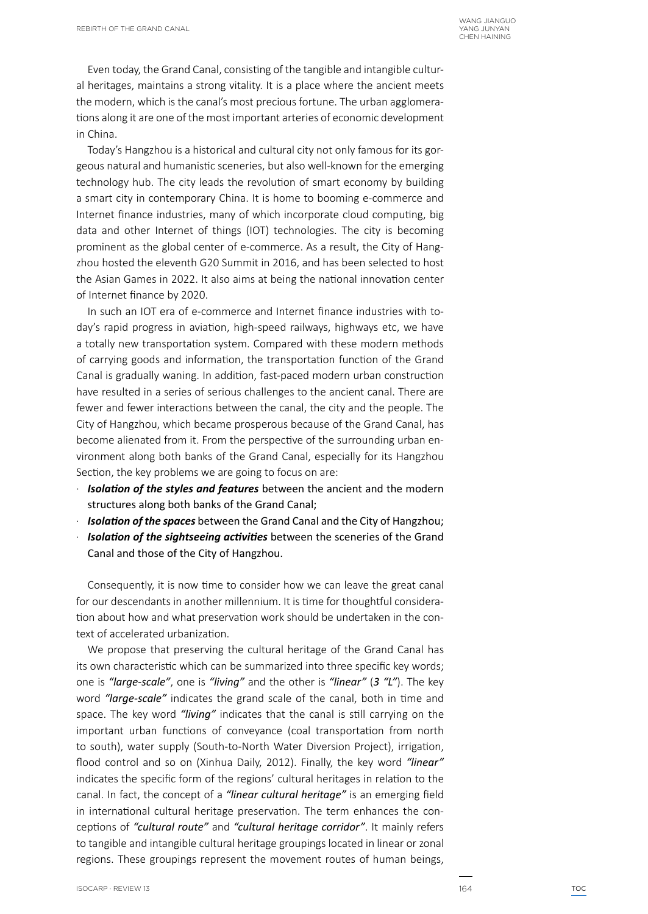Even today, the Grand Canal, consisting of the tangible and intangible cultural heritages, maintains a strong vitality. It is a place where the ancient meets the modern, which is the canal's most precious fortune. The urban agglomerations along it are one of the most important arteries of economic development in China.

Today's Hangzhou is a historical and cultural city not only famous for its gorgeous natural and humanistic sceneries, but also well-known for the emerging technology hub. The city leads the revolution of smart economy by building a smart city in contemporary China. It is home to booming e-commerce and Internet finance industries, many of which incorporate cloud computing, big data and other Internet of things (IOT) technologies. The city is becoming prominent as the global center of e-commerce. As a result, the City of Hangzhou hosted the eleventh G20 Summit in 2016, and has been selected to host the Asian Games in 2022. It also aims at being the national innovation center of Internet finance by 2020.

In such an IOT era of e-commerce and Internet finance industries with today's rapid progress in aviation, high-speed railways, highways etc, we have a totally new transportation system. Compared with these modern methods of carrying goods and information, the transportation function of the Grand Canal is gradually waning. In addition, fast-paced modern urban construction have resulted in a series of serious challenges to the ancient canal. There are fewer and fewer interactions between the canal, the city and the people. The City of Hangzhou, which became prosperous because of the Grand Canal, has become alienated from it. From the perspective of the surrounding urban environment along both banks of the Grand Canal, especially for its Hangzhou Section, the key problems we are going to focus on are:

- ***Isolation of the styles and features*** between the ancient and the modern structures along both banks of the Grand Canal;
- ***Isolation of the spaces*** between the Grand Canal and the City of Hangzhou;
- ***Isolation of the sightseeing activities*** between the sceneries of the Grand Canal and those of the City of Hangzhou.

Consequently, it is now time to consider how we can leave the great canal for our descendants in another millennium. It is time for thoughtful consideration about how and what preservation work should be undertaken in the context of accelerated urbanization.

We propose that preserving the cultural heritage of the Grand Canal has its own characteristic which can be summarized into three specific key words; one is *"large-scale"*, one is *"living"* and the other is *"linear"* (*3 "L"*). The key word *"large-scale"* indicates the grand scale of the canal, both in time and space. The key word *"living"* indicates that the canal is still carrying on the important urban functions of conveyance (coal transportation from north to south), water supply (South-to-North Water Diversion Project), irrigation, flood control and so on (Xinhua Daily, 2012). Finally, the key word *"linear"* indicates the specific form of the regions' cultural heritages in relation to the canal. In fact, the concept of a *"linear cultural heritage"* is an emerging field in international cultural heritage preservation. The term enhances the conceptions of *"cultural route"* and *"cultural heritage corridor"*. It mainly refers to tangible and intangible cultural heritage groupings located in linear or zonal regions. These groupings represent the movement routes of human beings,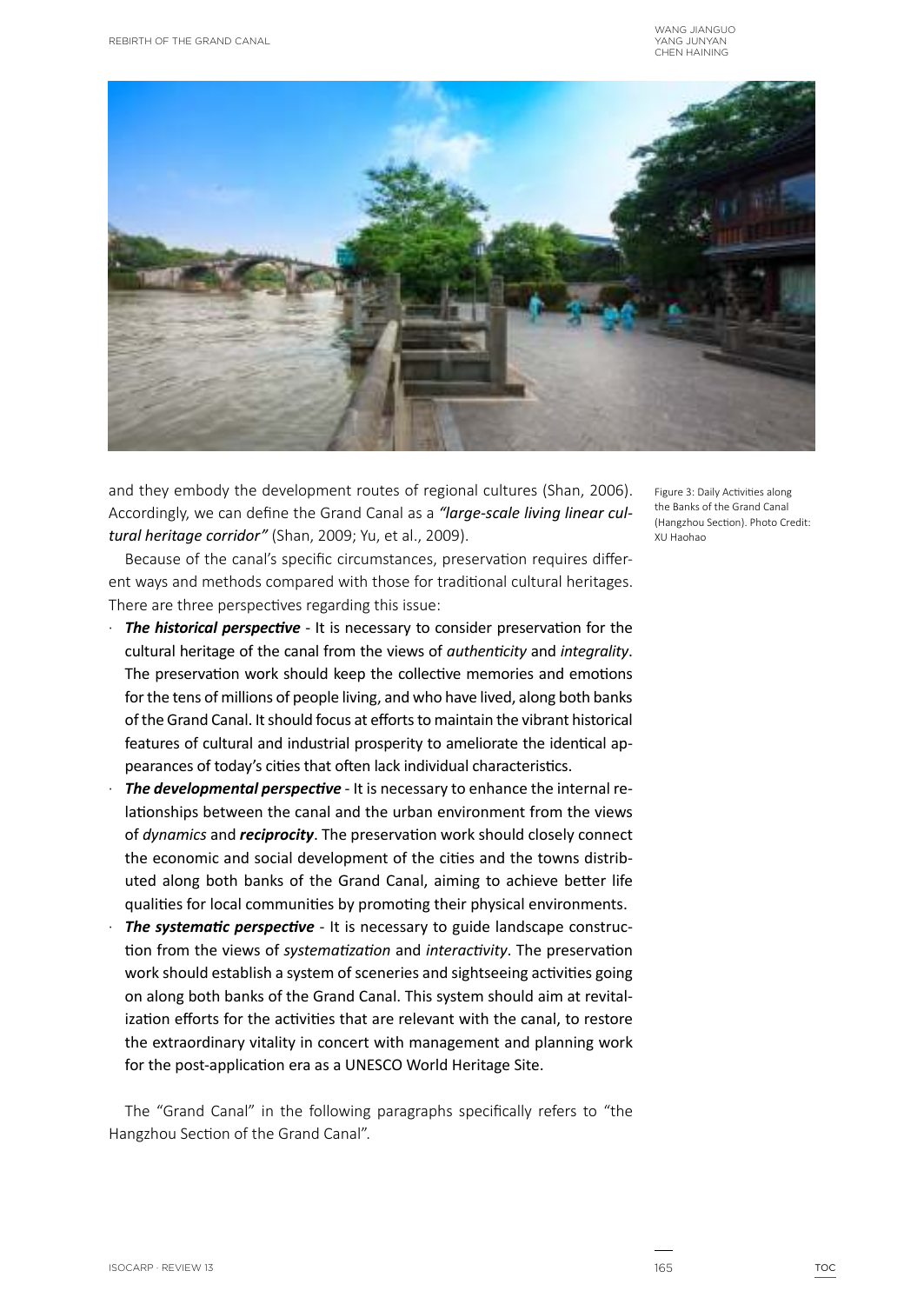and they embody the development routes of regional cultures (Shan, 2006). Accordingly, we can define the Grand Canal as a *"large-scale living linear cultural heritage corridor"* (Shan, 2009; Yu, et al., 2009).

Figure 3: Daily Activities along the Banks of the Grand Canal (Hangzhou Section). Photo Credit: XU Haohao

Because of the canal's specific circumstances, preservation requires different ways and methods compared with those for traditional cultural heritages. There are three perspectives regarding this issue:

- ***The historical perspective*** - It is necessary to consider preservation for the cultural heritage of the canal from the views of *authenticity* and *integrality*. The preservation work should keep the collective memories and emotions for the tens of millions of people living, and who have lived, along both banks of the Grand Canal. It should focus at efforts to maintain the vibrant historical features of cultural and industrial prosperity to ameliorate the identical appearances of today's cities that often lack individual characteristics.
- ***The developmental perspective*** - It is necessary to enhance the internal relationships between the canal and the urban environment from the views of *dynamics* and ***reciprocity***. The preservation work should closely connect the economic and social development of the cities and the towns distributed along both banks of the Grand Canal, aiming to achieve better life qualities for local communities by promoting their physical environments.
- ***The systematic perspective*** - It is necessary to guide landscape construction from the views of *systematization* and *interactivity*. The preservation work should establish a system of sceneries and sightseeing activities going on along both banks of the Grand Canal. This system should aim at revitalization efforts for the activities that are relevant with the canal, to restore the extraordinary vitality in concert with management and planning work for the post-application era as a UNESCO World Heritage Site.

The "Grand Canal" in the following paragraphs specifically refers to "the Hangzhou Section of the Grand Canal".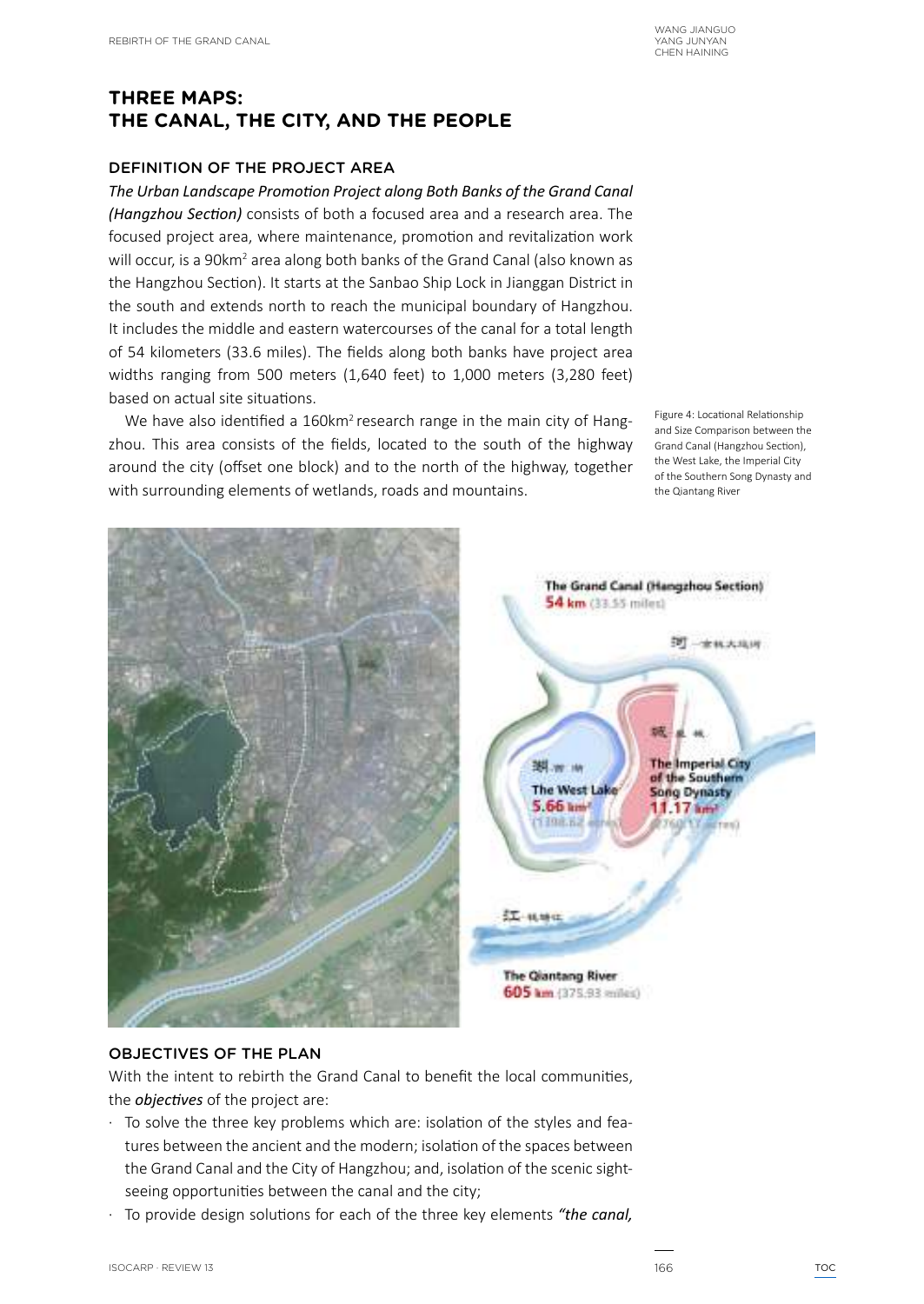## THREE MAPS: THE CANAL, THE CITY, AND THE PEOPLE

### DEFINITION OF THE PROJECT AREA

*The Urban Landscape Promotion Project along Both Banks of the Grand Canal (Hangzhou Section)* consists of both a focused area and a research area. The focused project area, where maintenance, promotion and revitalization work will occur, is a 90km² area along both banks of the Grand Canal (also known as the Hangzhou Section). It starts at the Sanbao Ship Lock in Jianggan District in the south and extends north to reach the municipal boundary of Hangzhou. It includes the middle and eastern watercourses of the canal for a total length of 54 kilometers (33.6 miles). The fields along both banks have project area widths ranging from 500 meters (1,640 feet) to 1,000 meters (3,280 feet) based on actual site situations.

We have also identified a 160km² research range in the main city of Hangzhou. This area consists of the fields, located to the south of the highway around the city (offset one block) and to the north of the highway, together with surrounding elements of wetlands, roads and mountains.

Figure 4: Locational Relationship and Size Comparison between the Grand Canal (Hangzhou Section), the West Lake, the Imperial City of the Southern Song Dynasty and the Qiantang River

### OBJECTIVES OF THE PLAN

With the intent to rebirth the Grand Canal to benefit the local communities, the ***objectives*** of the project are:

- To solve the three key problems which are: isolation of the styles and features between the ancient and the modern; isolation of the spaces between the Grand Canal and the City of Hangzhou; and, isolation of the scenic sightseeing opportunities between the canal and the city;
- To provide design solutions for each of the three key elements *"the canal,*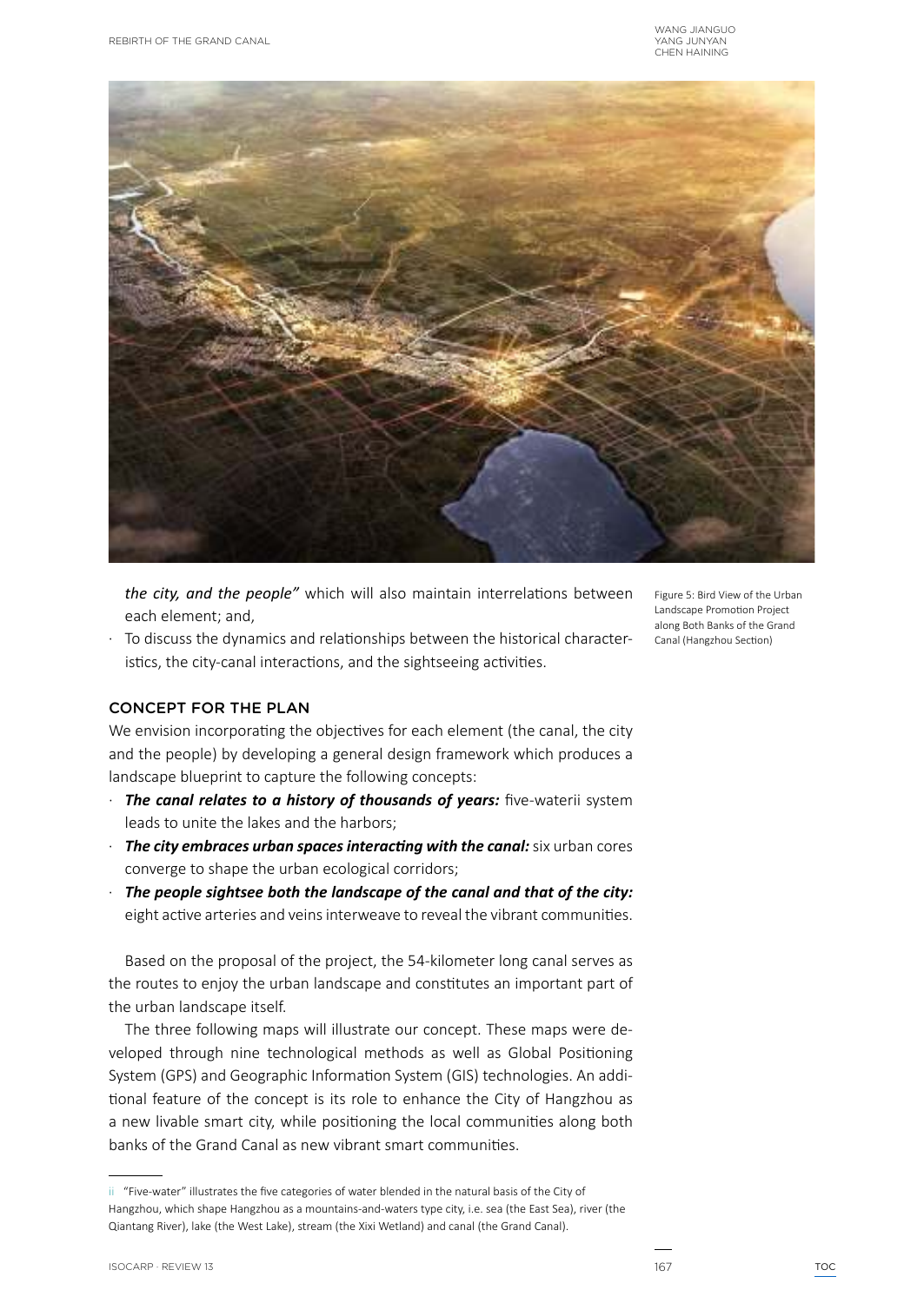the city, and the people"* which will also maintain interrelations between each element; and,

- To discuss the dynamics and relationships between the historical characteristics, the city-canal interactions, and the sightseeing activities.

Figure 5: Bird View of the Urban Landscape Promotion Project along Both Banks of the Grand Canal (Hangzhou Section)

## CONCEPT FOR THE PLAN

We envision incorporating the objectives for each element (the canal, the city and the people) by developing a general design framework which produces a landscape blueprint to capture the following concepts:

- ***The canal relates to a history of thousands of years:*** five-waterii system leads to unite the lakes and the harbors;
- ***The city embraces urban spaces interacting with the canal:*** six urban cores converge to shape the urban ecological corridors;
- ***The people sightsee both the landscape of the canal and that of the city:*** eight active arteries and veins interweave to reveal the vibrant communities.

Based on the proposal of the project, the 54-kilometer long canal serves as the routes to enjoy the urban landscape and constitutes an important part of the urban landscape itself.

The three following maps will illustrate our concept. These maps were developed through nine technological methods as well as Global Positioning System (GPS) and Geographic Information System (GIS) technologies. An additional feature of the concept is its role to enhance the City of Hangzhou as a new livable smart city, while positioning the local communities along both banks of the Grand Canal as new vibrant smart communities.

---

ii "Five-water" illustrates the five categories of water blended in the natural basis of the City of Hangzhou, which shape Hangzhou as a mountains-and-waters type city, i.e. sea (the East Sea), river (the Qiantang River), lake (the West Lake), stream (the Xixi Wetland) and canal (the Grand Canal).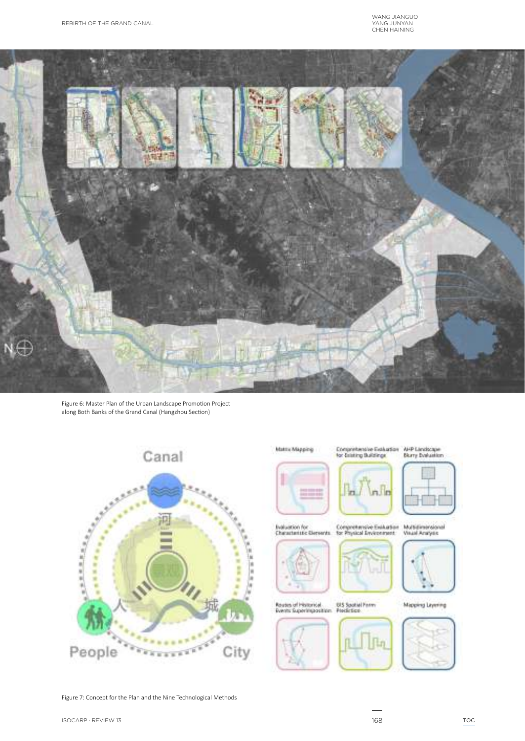Figure 6: Master Plan of the Urban Landscape Promotion Project along Both Banks of the Grand Canal (Hangzhou Section)

Figure 7: Concept for the Plan and the Nine Technological Methods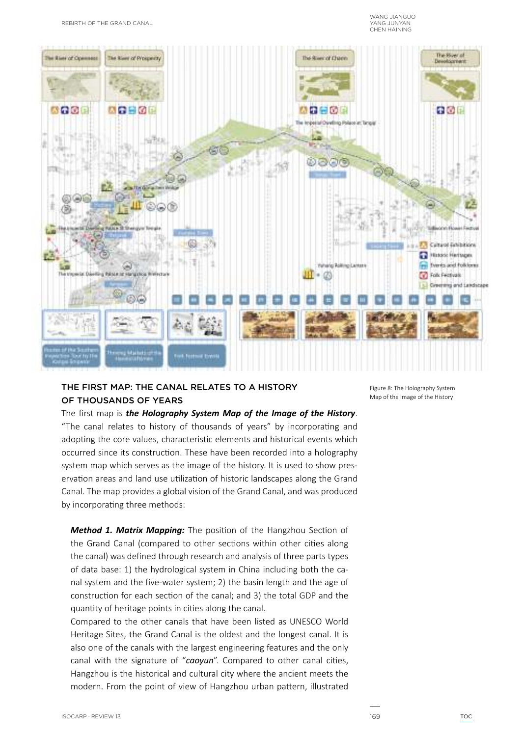Figure 8: The Holography System Map of the Image of the History

## THE FIRST MAP: THE CANAL RELATES TO A HISTORY OF THOUSANDS OF YEARS

The first map is ***the Holography System Map of the Image of the History***. "The canal relates to history of thousands of years" by incorporating and adopting the core values, characteristic elements and historical events which occurred since its construction. These have been recorded into a holography system map which serves as the image of the history. It is used to show preservation areas and land use utilization of historic landscapes along the Grand Canal. The map provides a global vision of the Grand Canal, and was produced by incorporating three methods:

***Method 1. Matrix Mapping:*** The position of the Hangzhou Section of the Grand Canal (compared to other sections within other cities along the canal) was defined through research and analysis of three parts types of data base: 1) the hydrological system in China including both the canal system and the five-water system; 2) the basin length and the age of construction for each section of the canal; and 3) the total GDP and the quantity of heritage points in cities along the canal.

Compared to the other canals that have been listed as UNESCO World Heritage Sites, the Grand Canal is the oldest and the longest canal. It is also one of the canals with the largest engineering features and the only canal with the signature of "*caoyun*". Compared to other canal cities, Hangzhou is the historical and cultural city where the ancient meets the modern. From the point of view of Hangzhou urban pattern, illustrated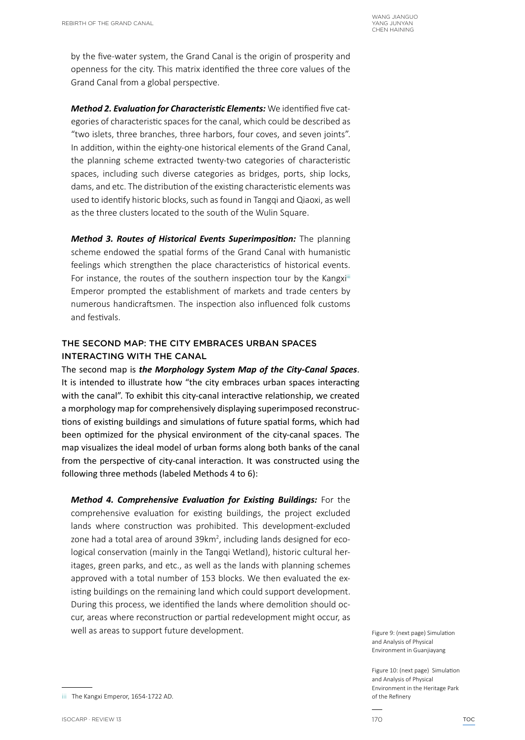by the five-water system, the Grand Canal is the origin of prosperity and openness for the city. This matrix identified the three core values of the Grand Canal from a global perspective.

***Method 2. Evaluation for Characteristic Elements:*** We identified five categories of characteristic spaces for the canal, which could be described as "two islets, three branches, three harbors, four coves, and seven joints". In addition, within the eighty-one historical elements of the Grand Canal, the planning scheme extracted twenty-two categories of characteristic spaces, including such diverse categories as bridges, ports, ship locks, dams, and etc. The distribution of the existing characteristic elements was used to identify historic blocks, such as found in Tangqi and Qiaoxi, as well as the three clusters located to the south of the Wulin Square.

***Method 3. Routes of Historical Events Superimposition:*** The planning scheme endowed the spatial forms of the Grand Canal with humanistic feelings which strengthen the place characteristics of historical events. For instance, the routes of the southern inspection tour by the Kangxi[iii] Emperor prompted the establishment of markets and trade centers by numerous handicraftsmen. The inspection also influenced folk customs and festivals.

## THE SECOND MAP: THE CITY EMBRACES URBAN SPACES INTERACTING WITH THE CANAL

The second map is ***the Morphology System Map of the City-Canal Spaces***. It is intended to illustrate how "the city embraces urban spaces interacting with the canal". To exhibit this city-canal interactive relationship, we created a morphology map for comprehensively displaying superimposed reconstructions of existing buildings and simulations of future spatial forms, which had been optimized for the physical environment of the city-canal spaces. The map visualizes the ideal model of urban forms along both banks of the canal from the perspective of city-canal interaction. It was constructed using the following three methods (labeled Methods 4 to 6):

***Method 4. Comprehensive Evaluation for Existing Buildings:*** For the comprehensive evaluation for existing buildings, the project excluded lands where construction was prohibited. This development-excluded zone had a total area of around 39km$^2$, including lands designed for ecological conservation (mainly in the Tangqi Wetland), historic cultural heritages, green parks, and etc., as well as the lands with planning schemes approved with a total number of 153 blocks. We then evaluated the existing buildings on the remaining land which could support development. During this process, we identified the lands where demolition should occur, areas where reconstruction or partial redevelopment might occur, as well as areas to support future development.

Figure 9: (next page) Simulation and Analysis of Physical Environment in Guanjiayang

Figure 10: (next page) Simulation and Analysis of Physical Environment in the Heritage Park of the Refinery

[iii] The Kangxi Emperor, 1654-1722 AD.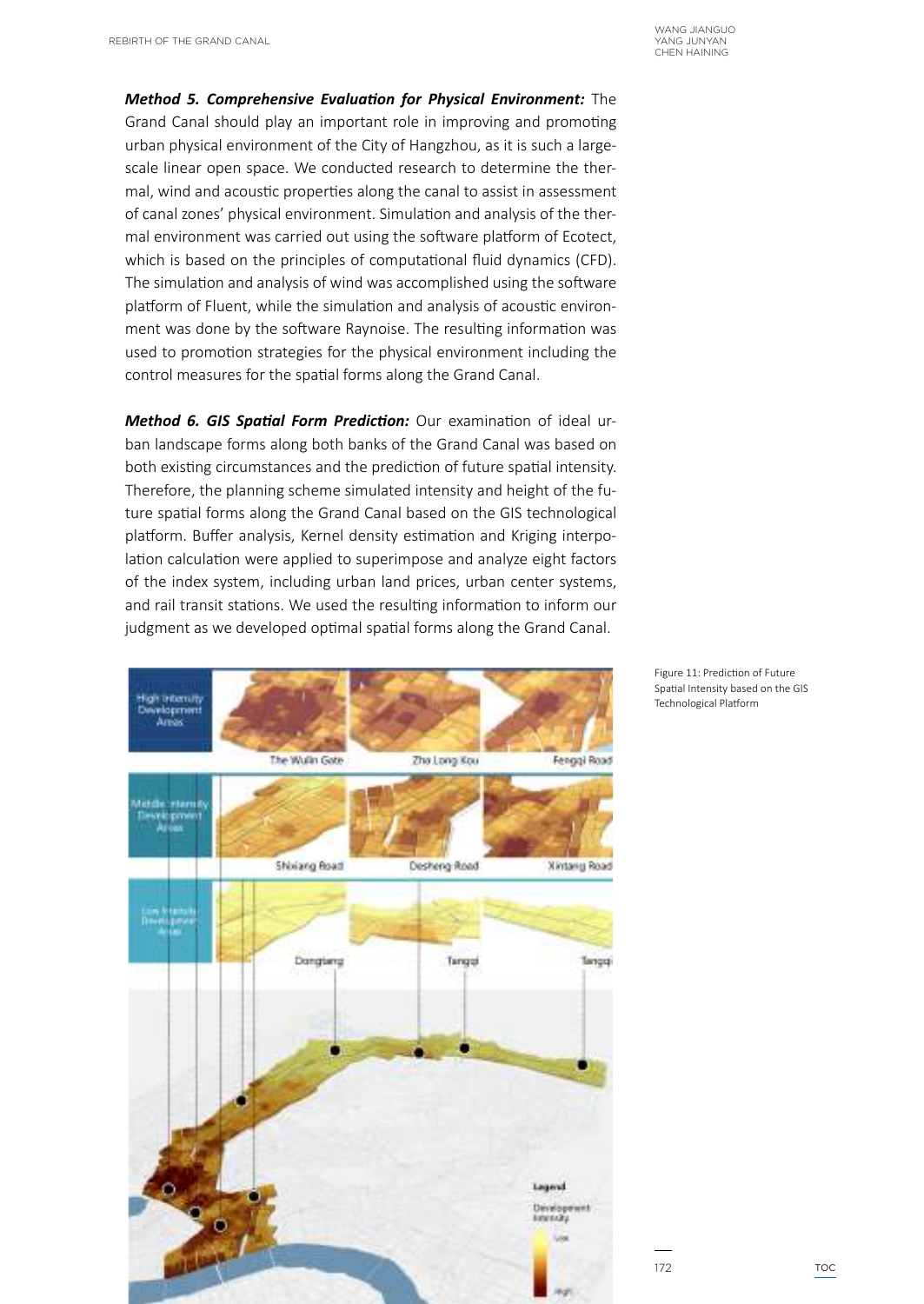***Method 5. Comprehensive Evaluation for Physical Environment:*** The Grand Canal should play an important role in improving and promoting urban physical environment of the City of Hangzhou, as it is such a large-scale linear open space. We conducted research to determine the thermal, wind and acoustic properties along the canal to assist in assessment of canal zones' physical environment. Simulation and analysis of the thermal environment was carried out using the software platform of Ecotect, which is based on the principles of computational fluid dynamics (CFD). The simulation and analysis of wind was accomplished using the software platform of Fluent, while the simulation and analysis of acoustic environment was done by the software Raynoise. The resulting information was used to promotion strategies for the physical environment including the control measures for the spatial forms along the Grand Canal.

***Method 6. GIS Spatial Form Prediction:*** Our examination of ideal urban landscape forms along both banks of the Grand Canal was based on both existing circumstances and the prediction of future spatial intensity. Therefore, the planning scheme simulated intensity and height of the future spatial forms along the Grand Canal based on the GIS technological platform. Buffer analysis, Kernel density estimation and Kriging interpolation calculation were applied to superimpose and analyze eight factors of the index system, including urban land prices, urban center systems, and rail transit stations. We used the resulting information to inform our judgment as we developed optimal spatial forms along the Grand Canal.

Figure 11: Prediction of Future Spatial Intensity based on the GIS Technological Platform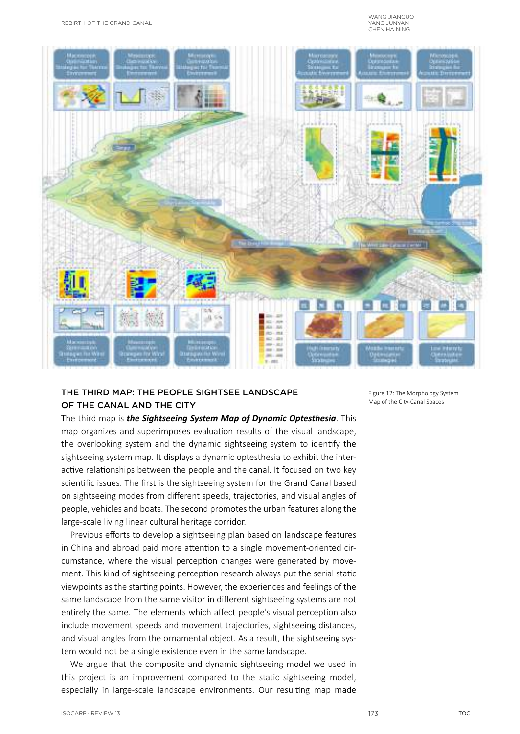Figure 12: The Morphology System Map of the City-Canal Spaces

## THE THIRD MAP: THE PEOPLE SIGHTSEE LANDSCAPE OF THE CANAL AND THE CITY

The third map is ***the Sightseeing System Map of Dynamic Optesthesia***. This map organizes and superimposes evaluation results of the visual landscape, the overlooking system and the dynamic sightseeing system to identify the sightseeing system map. It displays a dynamic optesthesia to exhibit the interactive relationships between the people and the canal. It focused on two key scientific issues. The first is the sightseeing system for the Grand Canal based on sightseeing modes from different speeds, trajectories, and visual angles of people, vehicles and boats. The second promotes the urban features along the large-scale living linear cultural heritage corridor.

Previous efforts to develop a sightseeing plan based on landscape features in China and abroad paid more attention to a single movement-oriented circumstance, where the visual perception changes were generated by movement. This kind of sightseeing perception research always put the serial static viewpoints as the starting points. However, the experiences and feelings of the same landscape from the same visitor in different sightseeing systems are not entirely the same. The elements which affect people's visual perception also include movement speeds and movement trajectories, sightseeing distances, and visual angles from the ornamental object. As a result, the sightseeing system would not be a single existence even in the same landscape.

We argue that the composite and dynamic sightseeing model we used in this project is an improvement compared to the static sightseeing model, especially in large-scale landscape environments. Our resulting map made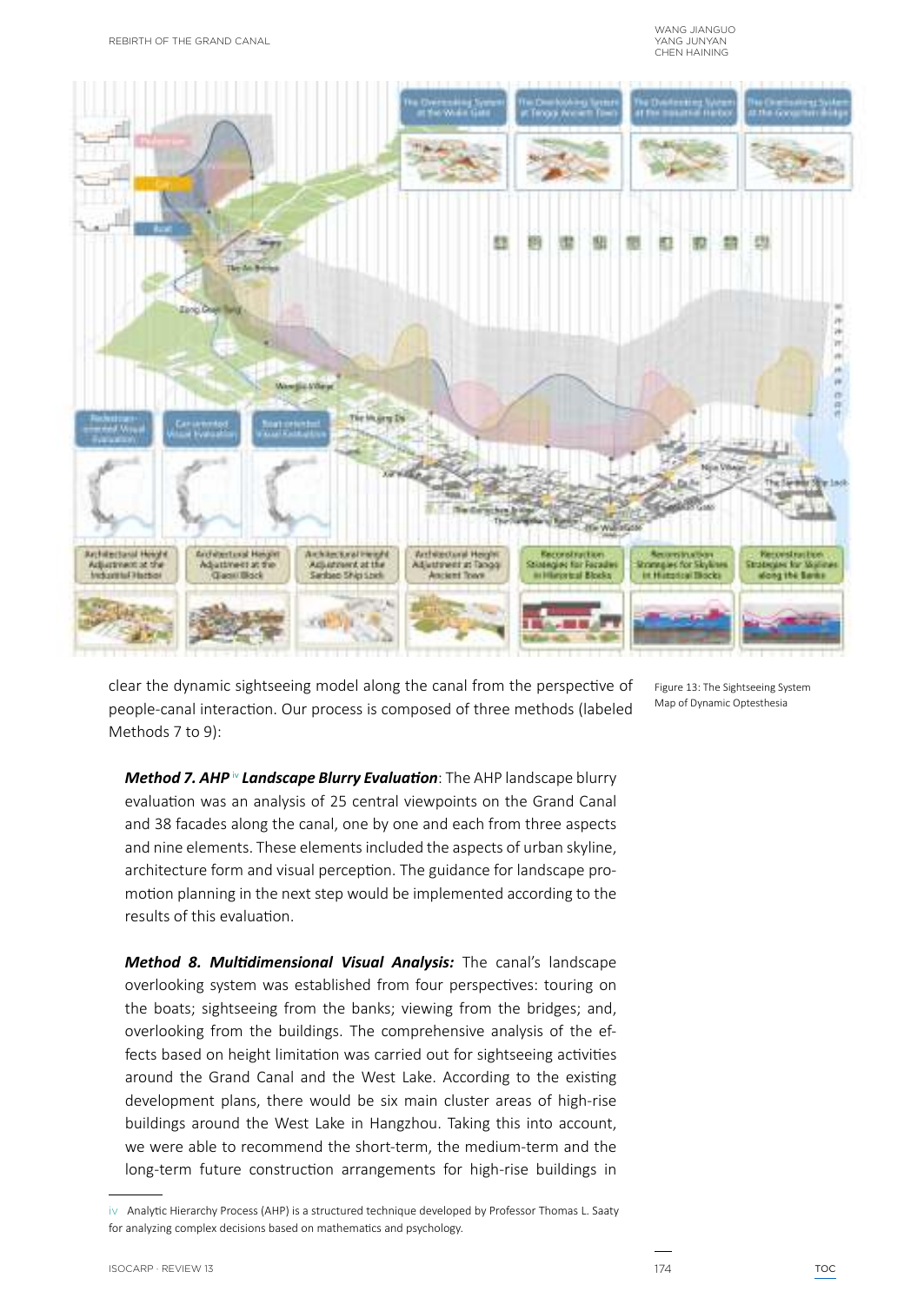Figure 13: The Sightseeing System Map of Dynamic Optesthesia

clear the dynamic sightseeing model along the canal from the perspective of people-canal interaction. Our process is composed of three methods (labeled Methods 7 to 9):

***Method 7. AHP*** [iv] ***Landscape Blurry Evaluation***: The AHP landscape blurry evaluation was an analysis of 25 central viewpoints on the Grand Canal and 38 facades along the canal, one by one and each from three aspects and nine elements. These elements included the aspects of urban skyline, architecture form and visual perception. The guidance for landscape promotion planning in the next step would be implemented according to the results of this evaluation.

***Method 8. Multidimensional Visual Analysis:*** The canal's landscape overlooking system was established from four perspectives: touring on the boats; sightseeing from the banks; viewing from the bridges; and, overlooking from the buildings. The comprehensive analysis of the effects based on height limitation was carried out for sightseeing activities around the Grand Canal and the West Lake. According to the existing development plans, there would be six main cluster areas of high-rise buildings around the West Lake in Hangzhou. Taking this into account, we were able to recommend the short-term, the medium-term and the long-term future construction arrangements for high-rise buildings in

iv Analytic Hierarchy Process (AHP) is a structured technique developed by Professor Thomas L. Saaty for analyzing complex decisions based on mathematics and psychology.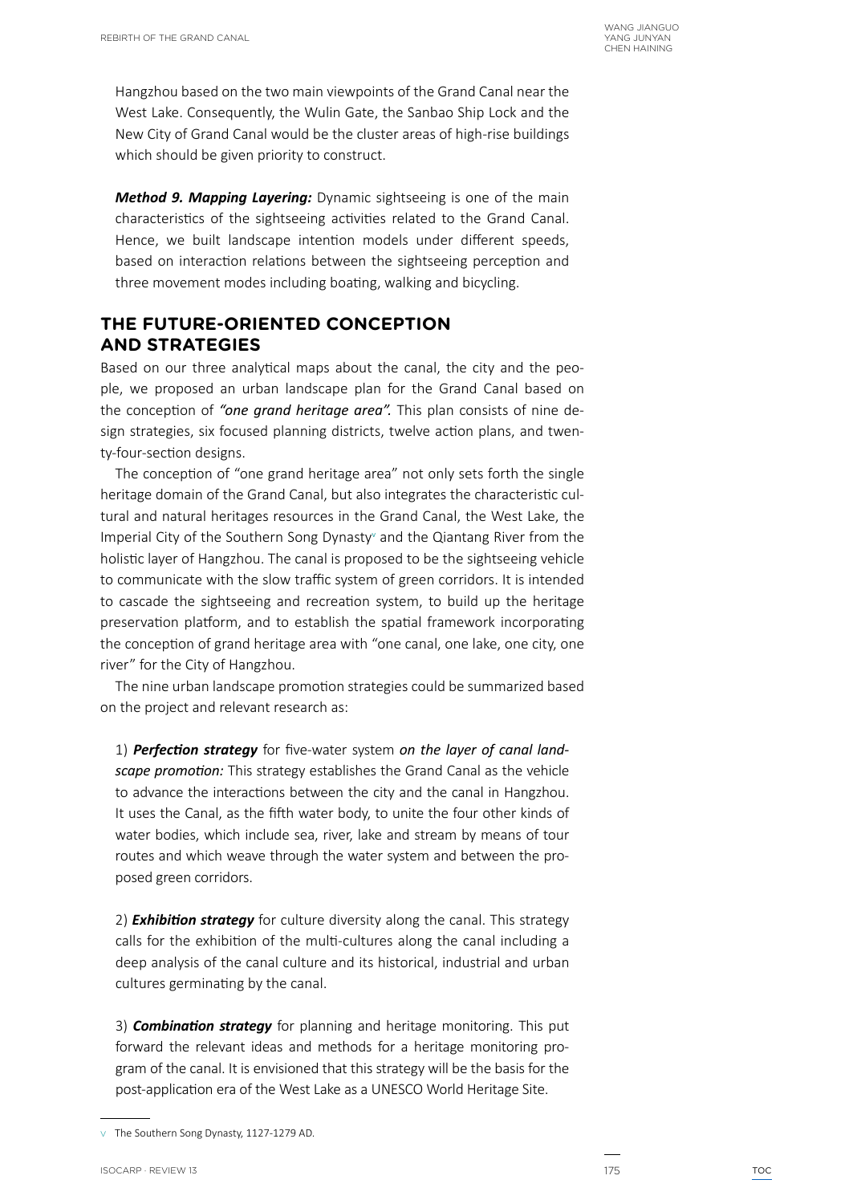Hangzhou based on the two main viewpoints of the Grand Canal near the West Lake. Consequently, the Wulin Gate, the Sanbao Ship Lock and the New City of Grand Canal would be the cluster areas of high-rise buildings which should be given priority to construct.

***Method 9. Mapping Layering:*** Dynamic sightseeing is one of the main characteristics of the sightseeing activities related to the Grand Canal. Hence, we built landscape intention models under different speeds, based on interaction relations between the sightseeing perception and three movement modes including boating, walking and bicycling.

## THE FUTURE-ORIENTED CONCEPTION AND STRATEGIES

Based on our three analytical maps about the canal, the city and the people, we proposed an urban landscape plan for the Grand Canal based on the conception of *"one grand heritage area".* This plan consists of nine design strategies, six focused planning districts, twelve action plans, and twenty-four-section designs.

The conception of "one grand heritage area" not only sets forth the single heritage domain of the Grand Canal, but also integrates the characteristic cultural and natural heritages resources in the Grand Canal, the West Lake, the Imperial City of the Southern Song Dynasty[v] and the Qiantang River from the holistic layer of Hangzhou. The canal is proposed to be the sightseeing vehicle to communicate with the slow traffic system of green corridors. It is intended to cascade the sightseeing and recreation system, to build up the heritage preservation platform, and to establish the spatial framework incorporating the conception of grand heritage area with "one canal, one lake, one city, one river" for the City of Hangzhou.

The nine urban landscape promotion strategies could be summarized based on the project and relevant research as:

1) ***Perfection strategy*** for five-water system ***on the layer of canal landscape promotion:*** This strategy establishes the Grand Canal as the vehicle to advance the interactions between the city and the canal in Hangzhou. It uses the Canal, as the fifth water body, to unite the four other kinds of water bodies, which include sea, river, lake and stream by means of tour routes and which weave through the water system and between the proposed green corridors.

2) ***Exhibition strategy*** for culture diversity along the canal. This strategy calls for the exhibition of the multi-cultures along the canal including a deep analysis of the canal culture and its historical, industrial and urban cultures germinating by the canal.

3) ***Combination strategy*** for planning and heritage monitoring. This put forward the relevant ideas and methods for a heritage monitoring program of the canal. It is envisioned that this strategy will be the basis for the post-application era of the West Lake as a UNESCO World Heritage Site.

---

[v] The Southern Song Dynasty, 1127-1279 AD.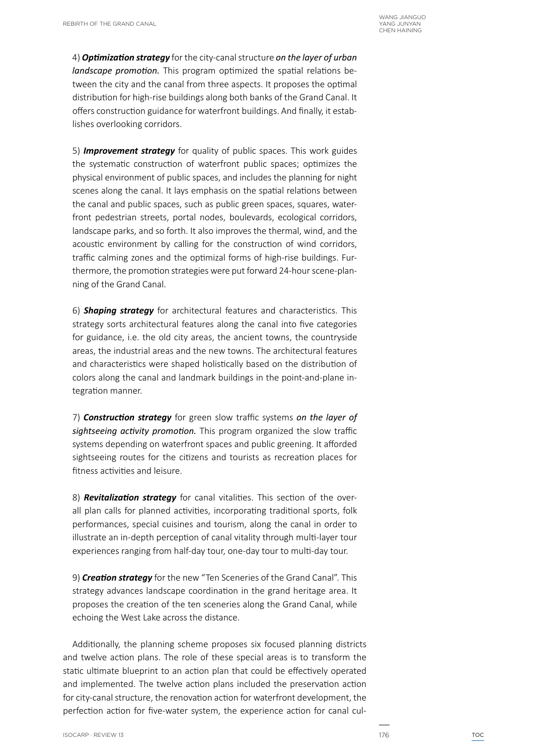4) ***Optimization strategy*** for the city-canal structure ***on the layer of urban landscape promotion.*** This program optimized the spatial relations between the city and the canal from three aspects. It proposes the optimal distribution for high-rise buildings along both banks of the Grand Canal. It offers construction guidance for waterfront buildings. And finally, it establishes overlooking corridors.

5) ***Improvement strategy*** for quality of public spaces. This work guides the systematic construction of waterfront public spaces; optimizes the physical environment of public spaces, and includes the planning for night scenes along the canal. It lays emphasis on the spatial relations between the canal and public spaces, such as public green spaces, squares, waterfront pedestrian streets, portal nodes, boulevards, ecological corridors, landscape parks, and so forth. It also improves the thermal, wind, and the acoustic environment by calling for the construction of wind corridors, traffic calming zones and the optimizal forms of high-rise buildings. Furthermore, the promotion strategies were put forward 24-hour scene-planning of the Grand Canal.

6) ***Shaping strategy*** for architectural features and characteristics. This strategy sorts architectural features along the canal into five categories for guidance, i.e. the old city areas, the ancient towns, the countryside areas, the industrial areas and the new towns. The architectural features and characteristics were shaped holistically based on the distribution of colors along the canal and landmark buildings in the point-and-plane integration manner.

7) ***Construction strategy*** for green slow traffic systems ***on the layer of sightseeing activity promotion.*** This program organized the slow traffic systems depending on waterfront spaces and public greening. It afforded sightseeing routes for the citizens and tourists as recreation places for fitness activities and leisure.

8) ***Revitalization strategy*** for canal vitalities. This section of the overall plan calls for planned activities, incorporating traditional sports, folk performances, special cuisines and tourism, along the canal in order to illustrate an in-depth perception of canal vitality through multi-layer tour experiences ranging from half-day tour, one-day tour to multi-day tour.

9) ***Creation strategy*** for the new "Ten Sceneries of the Grand Canal". This strategy advances landscape coordination in the grand heritage area. It proposes the creation of the ten sceneries along the Grand Canal, while echoing the West Lake across the distance.

Additionally, the planning scheme proposes six focused planning districts and twelve action plans. The role of these special areas is to transform the static ultimate blueprint to an action plan that could be effectively operated and implemented. The twelve action plans included the preservation action for city-canal structure, the renovation action for waterfront development, the perfection action for five-water system, the experience action for canal cul-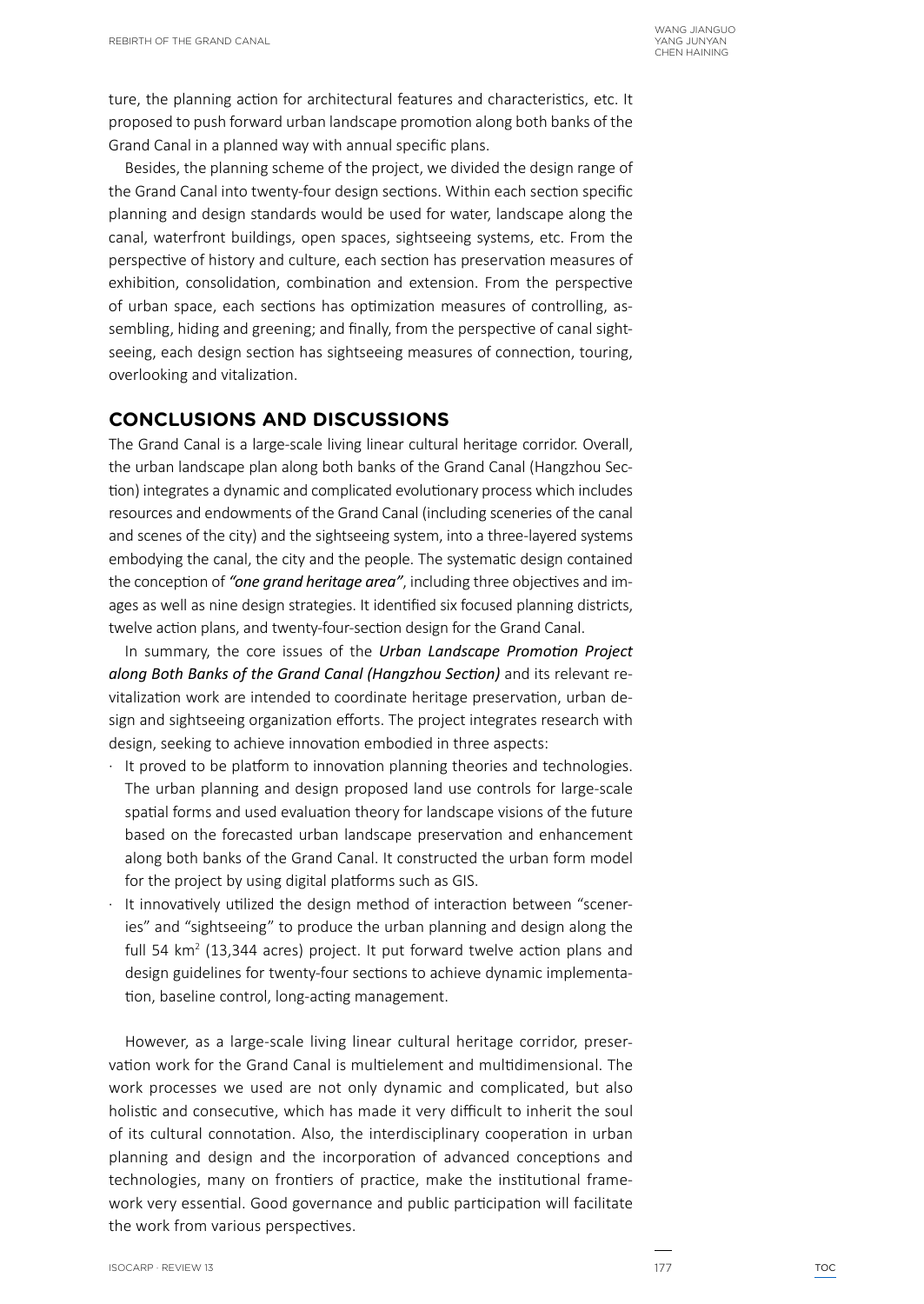ture, the planning action for architectural features and characteristics, etc. It proposed to push forward urban landscape promotion along both banks of the Grand Canal in a planned way with annual specific plans.

Besides, the planning scheme of the project, we divided the design range of the Grand Canal into twenty-four design sections. Within each section specific planning and design standards would be used for water, landscape along the canal, waterfront buildings, open spaces, sightseeing systems, etc. From the perspective of history and culture, each section has preservation measures of exhibition, consolidation, combination and extension. From the perspective of urban space, each sections has optimization measures of controlling, assembling, hiding and greening; and finally, from the perspective of canal sightseeing, each design section has sightseeing measures of connection, touring, overlooking and vitalization.

## CONCLUSIONS AND DISCUSSIONS

The Grand Canal is a large-scale living linear cultural heritage corridor. Overall, the urban landscape plan along both banks of the Grand Canal (Hangzhou Section) integrates a dynamic and complicated evolutionary process which includes resources and endowments of the Grand Canal (including sceneries of the canal and scenes of the city) and the sightseeing system, into a three-layered systems embodying the canal, the city and the people. The systematic design contained the conception of ***"one grand heritage area"***, including three objectives and images as well as nine design strategies. It identified six focused planning districts, twelve action plans, and twenty-four-section design for the Grand Canal.

In summary, the core issues of the ***Urban Landscape Promotion Project along Both Banks of the Grand Canal (Hangzhou Section)*** and its relevant revitalization work are intended to coordinate heritage preservation, urban design and sightseeing organization efforts. The project integrates research with design, seeking to achieve innovation embodied in three aspects:

- It proved to be platform to innovation planning theories and technologies. The urban planning and design proposed land use controls for large-scale spatial forms and used evaluation theory for landscape visions of the future based on the forecasted urban landscape preservation and enhancement along both banks of the Grand Canal. It constructed the urban form model for the project by using digital platforms such as GIS.
- It innovatively utilized the design method of interaction between "sceneries" and "sightseeing" to produce the urban planning and design along the full 54 $km^2$ (13,344 acres) project. It put forward twelve action plans and design guidelines for twenty-four sections to achieve dynamic implementation, baseline control, long-acting management.

However, as a large-scale living linear cultural heritage corridor, preservation work for the Grand Canal is multielement and multidimensional. The work processes we used are not only dynamic and complicated, but also holistic and consecutive, which has made it very difficult to inherit the soul of its cultural connotation. Also, the interdisciplinary cooperation in urban planning and design and the incorporation of advanced conceptions and technologies, many on frontiers of practice, make the institutional framework very essential. Good governance and public participation will facilitate the work from various perspectives.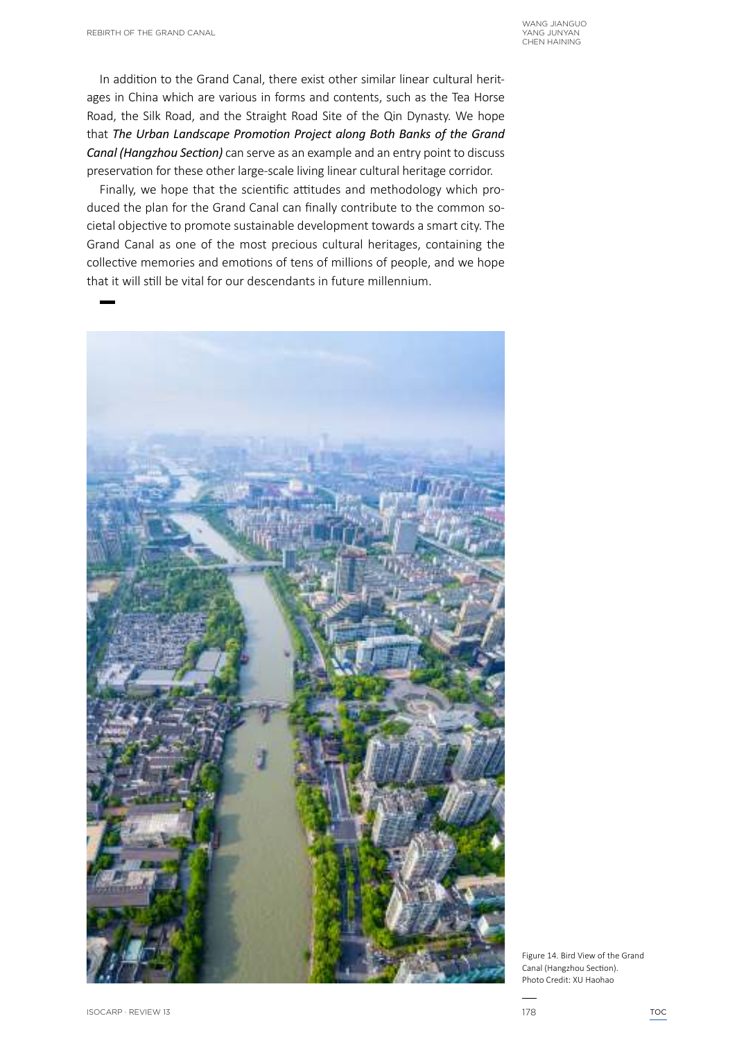In addition to the Grand Canal, there exist other similar linear cultural heritages in China which are various in forms and contents, such as the Tea Horse Road, the Silk Road, and the Straight Road Site of the Qin Dynasty. We hope that ***The Urban Landscape Promotion Project along Both Banks of the Grand Canal (Hangzhou Section)*** can serve as an example and an entry point to discuss preservation for these other large-scale living linear cultural heritage corridor.

Finally, we hope that the scientific attitudes and methodology which produced the plan for the Grand Canal can finally contribute to the common societal objective to promote sustainable development towards a smart city. The Grand Canal as one of the most precious cultural heritages, containing the collective memories and emotions of tens of millions of people, and we hope that it will still be vital for our descendants in future millennium.

Figure 14. Bird View of the Grand Canal (Hangzhou Section). Photo Credit: XU Haohao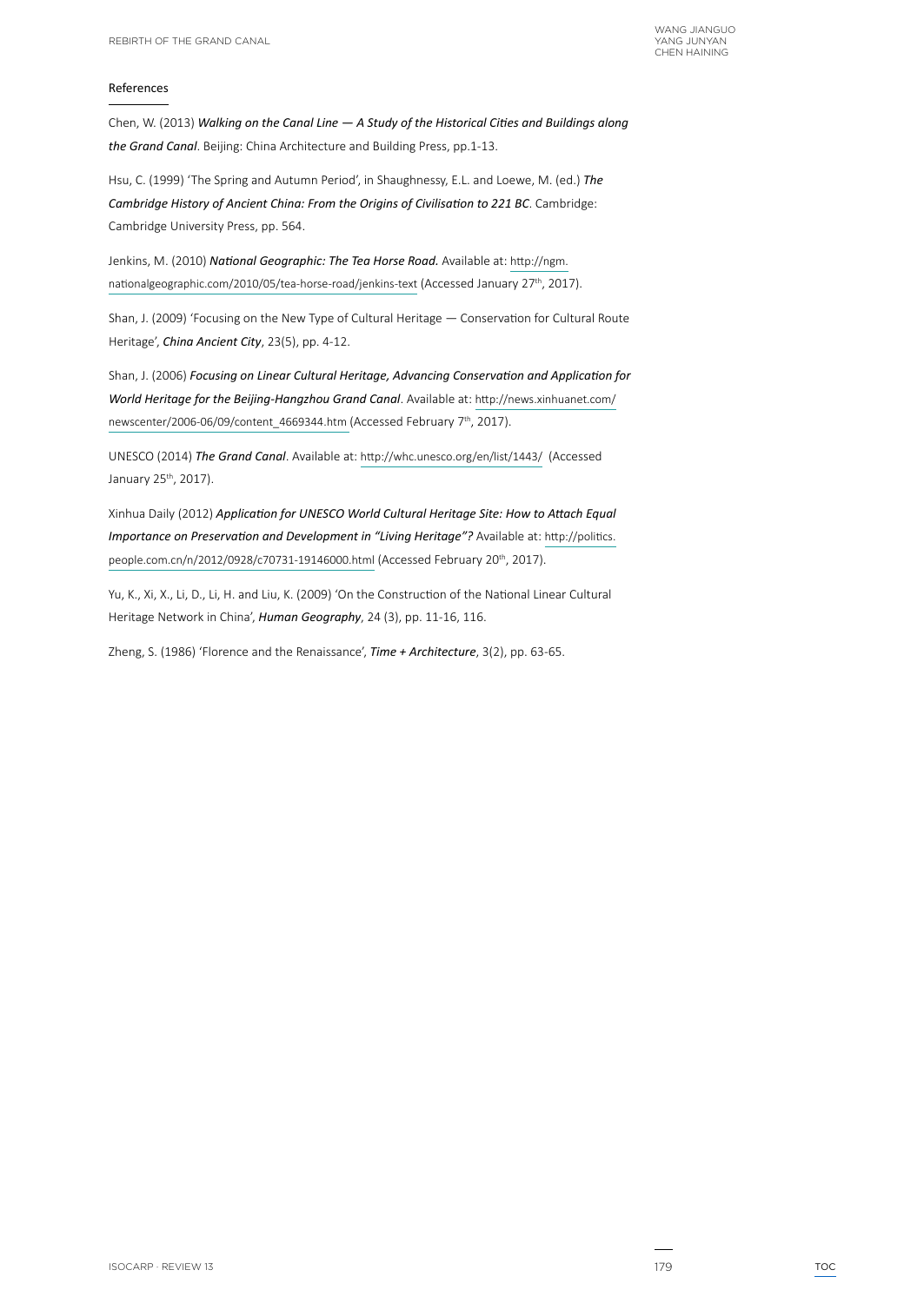## References

Chen, W. (2013) ***Walking on the Canal Line — A Study of the Historical Cities and Buildings along the Grand Canal***. Beijing: China Architecture and Building Press, pp.1-13.

Hsu, C. (1999) 'The Spring and Autumn Period', in Shaughnessy, E.L. and Loewe, M. (ed.) ***The Cambridge History of Ancient China: From the Origins of Civilisation to 221 BC***. Cambridge: Cambridge University Press, pp. 564.

Jenkins, M. (2010) ***National Geographic: The Tea Horse Road.*** Available at: http://ngm.nationalgeographic.com/2010/05/tea-horse-road/jenkins-text (Accessed January 27th, 2017).

Shan, J. (2009) 'Focusing on the New Type of Cultural Heritage — Conservation for Cultural Route Heritage', ***China Ancient City***, 23(5), pp. 4-12.

Shan, J. (2006) ***Focusing on Linear Cultural Heritage, Advancing Conservation and Application for World Heritage for the Beijing-Hangzhou Grand Canal***. Available at: http://news.xinhuanet.com/newscenter/2006-06/09/content_4669344.htm (Accessed February 7th, 2017).

UNESCO (2014) ***The Grand Canal***. Available at: http://whc.unesco.org/en/list/1443/ (Accessed January 25th, 2017).

Xinhua Daily (2012) ***Application for UNESCO World Cultural Heritage Site: How to Attach Equal Importance on Preservation and Development in "Living Heritage"?*** Available at: http://politics.people.com.cn/n/2012/0928/c70731-19146000.html (Accessed February 20th, 2017).

Yu, K., Xi, X., Li, D., Li, H. and Liu, K. (2009) 'On the Construction of the National Linear Cultural Heritage Network in China', ***Human Geography***, 24 (3), pp. 11-16, 116.

Zheng, S. (1986) 'Florence and the Renaissance', ***Time + Architecture***, 3(2), pp. 63-65.